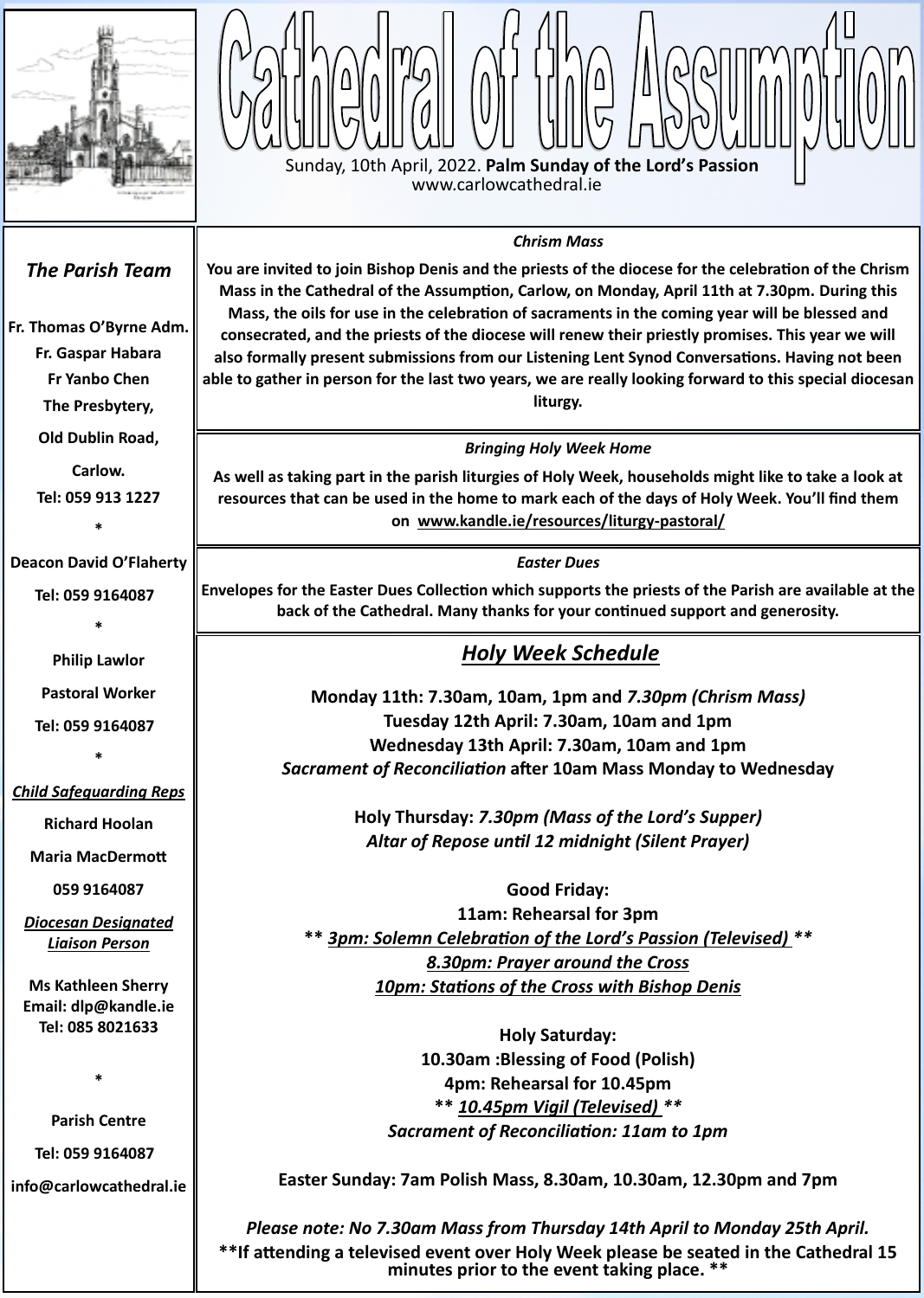# Cathedral of the Assumption

Sunday, 10th April, 2022. **Palm Sunday of the Lord's Passion**
www.carlowcathedral.ie

### *The Parish Team*

**Fr. Thomas O'Byrne Adm.**
**Fr. Gaspar Habara**
**Fr Yanbo Chen**
**The Presbytery,**
**Old Dublin Road,**
**Carlow.**
**Tel: 059 913 1227**

*

**Deacon David O'Flaherty**
**Tel: 059 9164087**

*

**Philip Lawlor**
**Pastoral Worker**
**Tel: 059 9164087**

*

***Child Safeguarding Reps***
**Richard Hoolan**
**Maria MacDermott**
**059 9164087**

***Diocesan Designated Liaison Person***

**Ms Kathleen Sherry**
**Email: dlp@kandle.ie**
**Tel: 085 8021633**

*

**Parish Centre**
**Tel: 059 9164087**
**info@carlowcathedral.ie**

### *Chrism Mass*

**You are invited to join Bishop Denis and the priests of the diocese for the celebration of the Chrism Mass in the Cathedral of the Assumption, Carlow, on Monday, April 11th at 7.30pm. During this Mass, the oils for use in the celebration of sacraments in the coming year will be blessed and consecrated, and the priests of the diocese will renew their priestly promises. This year we will also formally present submissions from our Listening Lent Synod Conversations. Having not been able to gather in person for the last two years, we are really looking forward to this special diocesan liturgy.**

### *Bringing Holy Week Home*

**As well as taking part in the parish liturgies of Holy Week, households might like to take a look at resources that can be used in the home to mark each of the days of Holy Week. You'll find them on www.kandle.ie/resources/liturgy-pastoral/**

### *Easter Dues*

**Envelopes for the Easter Dues Collection which supports the priests of the Parish are available at the back of the Cathedral. Many thanks for your continued support and generosity.**

## *Holy Week Schedule*

**Monday 11th: 7.30am, 10am, 1pm and *7.30pm (Chrism Mass)***
**Tuesday 12th April: 7.30am, 10am and 1pm**
**Wednesday 13th April: 7.30am, 10am and 1pm**
***Sacrament of Reconciliation* after 10am Mass Monday to Wednesday**

**Holy Thursday: *7.30pm (Mass of the Lord's Supper)***
***Altar of Repose until 12 midnight (Silent Prayer)***

**Good Friday:**
**11am: Rehearsal for 3pm**
**** *3pm: Solemn Celebration of the Lord's Passion (Televised)* ****
***8.30pm: Prayer around the Cross***
***10pm: Stations of the Cross with Bishop Denis***

**Holy Saturday:**
**10.30am :Blessing of Food (Polish)**
**4pm: Rehearsal for 10.45pm**
**** *10.45pm Vigil (Televised)* ****
***Sacrament of Reconciliation: 11am to 1pm***

**Easter Sunday: 7am Polish Mass, 8.30am, 10.30am, 12.30pm and 7pm**

***Please note: No 7.30am Mass from Thursday 14th April to Monday 25th April.***
****If attending a televised event over Holy Week please be seated in the Cathedral 15 minutes prior to the event taking place. ****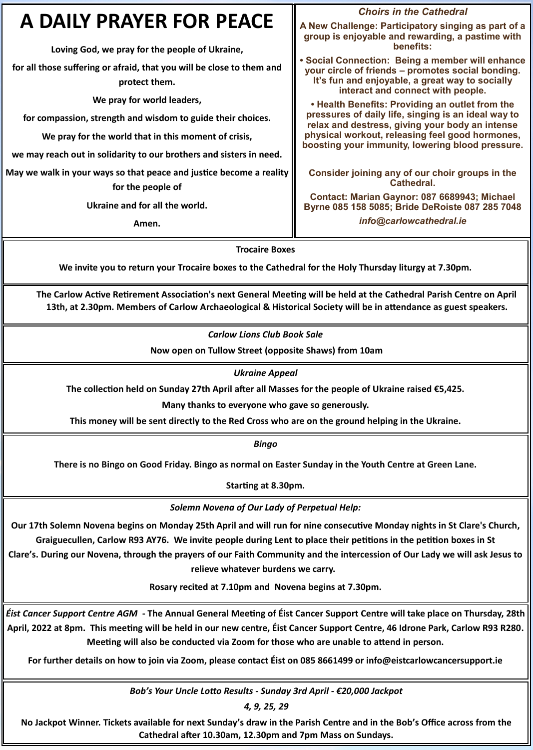# A DAILY PRAYER FOR PEACE

**Loving God, we pray for the people of Ukraine,**

**for all those suffering or afraid, that you will be close to them and protect them.**

**We pray for world leaders,**

**for compassion, strength and wisdom to guide their choices.**

**We pray for the world that in this moment of crisis,**

**we may reach out in solidarity to our brothers and sisters in need.**

**May we walk in your ways so that peace and justice become a reality for the people of**

**Ukraine and for all the world.**

**Amen.**

### *Choirs in the Cathedral*

**A New Challenge: Participatory singing as part of a group is enjoyable and rewarding, a pastime with benefits:**

**• Social Connection: Being a member will enhance your circle of friends – promotes social bonding. It's fun and enjoyable, a great way to socially interact and connect with people.**

**• Health Benefits: Providing an outlet from the pressures of daily life, singing is an ideal way to relax and destress, giving your body an intense physical workout, releasing feel good hormones, boosting your immunity, lowering blood pressure.**

**Consider joining any of our choir groups in the Cathedral.**

**Contact: Marian Gaynor: 087 6689943; Michael Byrne 085 158 5085; Bride DeRoiste 087 285 7048**

***info@carlowcathedral.ie***

**Trocaire Boxes**

**We invite you to return your Trocaire boxes to the Cathedral for the Holy Thursday liturgy at 7.30pm.**

**The Carlow Active Retirement Association's next General Meeting will be held at the Cathedral Parish Centre on April 13th, at 2.30pm. Members of Carlow Archaeological & Historical Society will be in attendance as guest speakers.**

***Carlow Lions Club Book Sale***

**Now open on Tullow Street (opposite Shaws) from 10am**

***Ukraine Appeal***

**The collection held on Sunday 27th April after all Masses for the people of Ukraine raised €5,425.**

**Many thanks to everyone who gave so generously.**

**This money will be sent directly to the Red Cross who are on the ground helping in the Ukraine.**

***Bingo***

**There is no Bingo on Good Friday. Bingo as normal on Easter Sunday in the Youth Centre at Green Lane.**

**Starting at 8.30pm.**

***Solemn Novena of Our Lady of Perpetual Help:***

**Our 17th Solemn Novena begins on Monday 25th April and will run for nine consecutive Monday nights in St Clare's Church, Graiguecullen, Carlow R93 AY76. We invite people during Lent to place their petitions in the petition boxes in St Clare's. During our Novena, through the prayers of our Faith Community and the intercession of Our Lady we will ask Jesus to relieve whatever burdens we carry.**

**Rosary recited at 7.10pm and Novena begins at 7.30pm.**

***Éist Cancer Support Centre AGM*** **- The Annual General Meeting of Éist Cancer Support Centre will take place on Thursday, 28th April, 2022 at 8pm. This meeting will be held in our new centre, Éist Cancer Support Centre, 46 Idrone Park, Carlow R93 R280. Meeting will also be conducted via Zoom for those who are unable to attend in person.**

**For further details on how to join via Zoom, please contact Éist on 085 8661499 or info@eistcarlowcancersupport.ie**

***Bob's Your Uncle Lotto Results - Sunday 3rd April - €20,000 Jackpot***

***4, 9, 25, 29***

**No Jackpot Winner. Tickets available for next Sunday's draw in the Parish Centre and in the Bob's Office across from the Cathedral after 10.30am, 12.30pm and 7pm Mass on Sundays.**